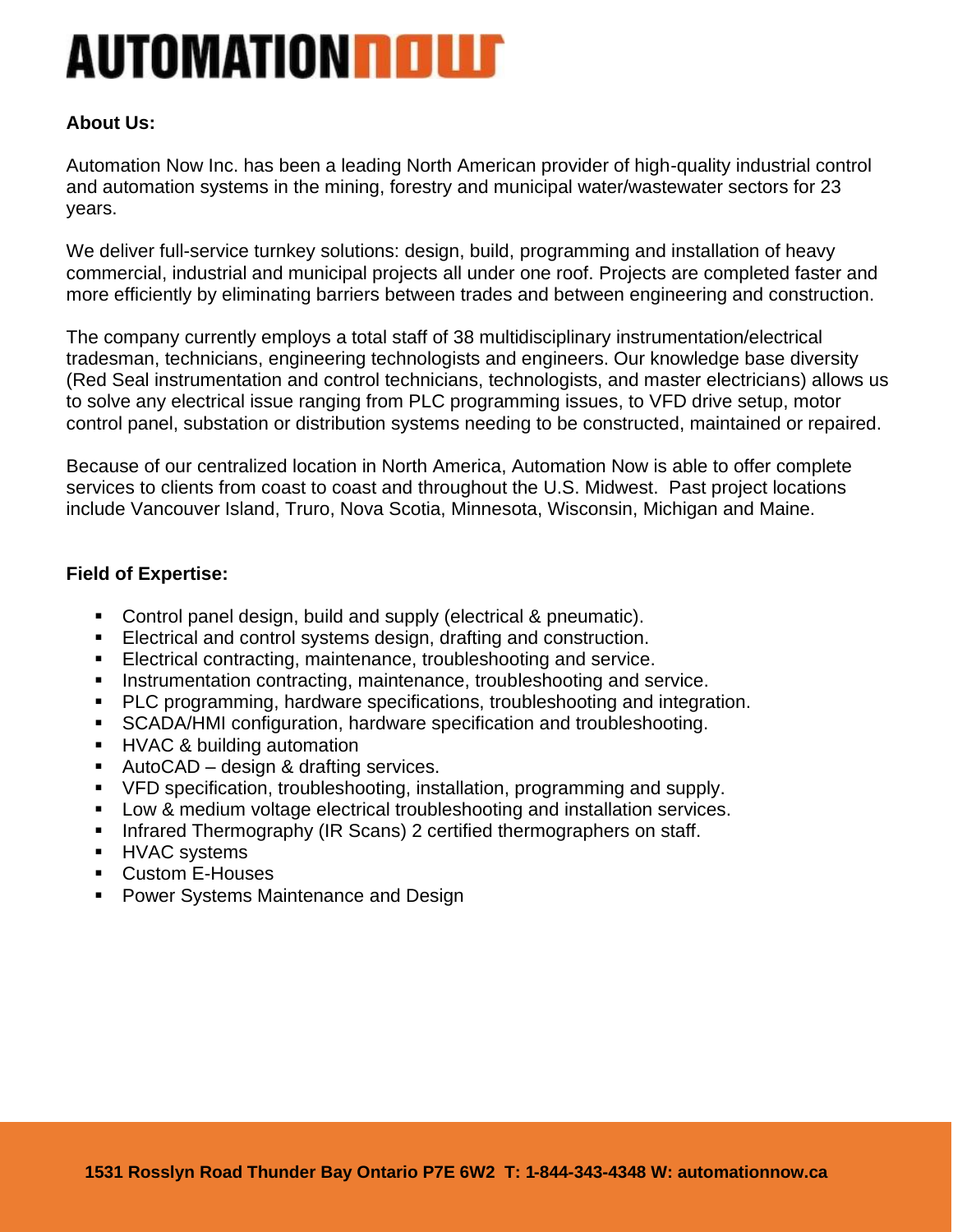# AUTOMATIONNOW

**About Us:**

Automation Now Inc. has been a leading North American provider of high-quality industrial control and automation systems in the mining, forestry and municipal water/wastewater sectors for 23 years.

We deliver full-service turnkey solutions: design, build, programming and installation of heavy commercial, industrial and municipal projects all under one roof. Projects are completed faster and more efficiently by eliminating barriers between trades and between engineering and construction.

The company currently employs a total staff of 38 multidisciplinary instrumentation/electrical tradesman, technicians, engineering technologists and engineers. Our knowledge base diversity (Red Seal instrumentation and control technicians, technologists, and master electricians) allows us to solve any electrical issue ranging from PLC programming issues, to VFD drive setup, motor control panel, substation or distribution systems needing to be constructed, maintained or repaired.

Because of our centralized location in North America, Automation Now is able to offer complete services to clients from coast to coast and throughout the U.S. Midwest. Past project locations include Vancouver Island, Truro, Nova Scotia, Minnesota, Wisconsin, Michigan and Maine.

**Field of Expertise:**

- Control panel design, build and supply (electrical & pneumatic).
- Electrical and control systems design, drafting and construction.
- Electrical contracting, maintenance, troubleshooting and service.
- Instrumentation contracting, maintenance, troubleshooting and service.
- PLC programming, hardware specifications, troubleshooting and integration.
- SCADA/HMI configuration, hardware specification and troubleshooting.
- HVAC & building automation
- AutoCAD – design & drafting services.
- VFD specification, troubleshooting, installation, programming and supply.
- Low & medium voltage electrical troubleshooting and installation services.
- Infrared Thermography (IR Scans) 2 certified thermographers on staff.
- HVAC systems
- Custom E-Houses
- Power Systems Maintenance and Design

**1531 Rosslyn Road Thunder Bay Ontario P7E 6W2 T: 1-844-343-4348 W: automationnow.ca**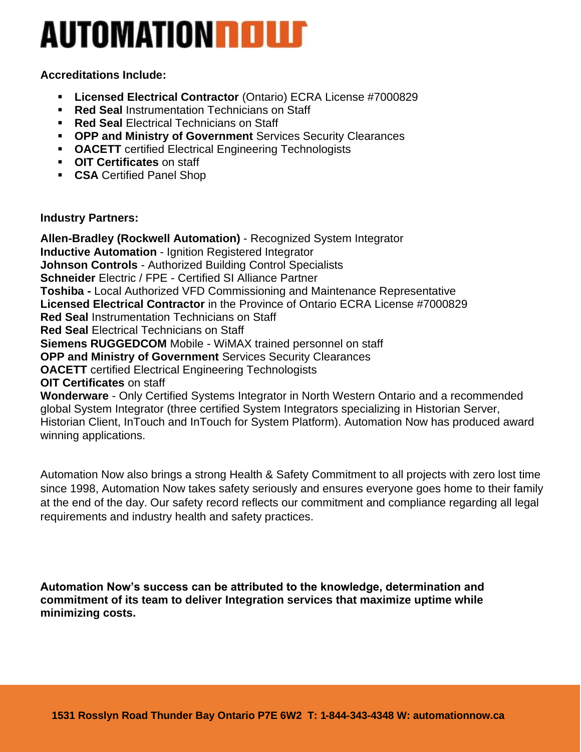**Accreditations Include:**

- **Licensed Electrical Contractor** (Ontario) ECRA License #7000829
- **Red Seal** Instrumentation Technicians on Staff
- **Red Seal** Electrical Technicians on Staff
- **OPP and Ministry of Government** Services Security Clearances
- **OACETT** certified Electrical Engineering Technologists
- **OIT Certificates** on staff
- **CSA** Certified Panel Shop

**Industry Partners:**

**Allen-Bradley (Rockwell Automation)** - Recognized System Integrator
**Inductive Automation** - Ignition Registered Integrator
**Johnson Controls** - Authorized Building Control Specialists
**Schneider** Electric / FPE - Certified SI Alliance Partner
**Toshiba -** Local Authorized VFD Commissioning and Maintenance Representative
**Licensed Electrical Contractor** in the Province of Ontario ECRA License #7000829
**Red Seal** Instrumentation Technicians on Staff
**Red Seal** Electrical Technicians on Staff
**Siemens RUGGEDCOM** Mobile - WiMAX trained personnel on staff
**OPP and Ministry of Government** Services Security Clearances
**OACETT** certified Electrical Engineering Technologists
**OIT Certificates** on staff
**Wonderware** - Only Certified Systems Integrator in North Western Ontario and a recommended global System Integrator (three certified System Integrators specializing in Historian Server, Historian Client, InTouch and InTouch for System Platform). Automation Now has produced award winning applications.

Automation Now also brings a strong Health & Safety Commitment to all projects with zero lost time since 1998, Automation Now takes safety seriously and ensures everyone goes home to their family at the end of the day. Our safety record reflects our commitment and compliance regarding all legal requirements and industry health and safety practices.

**Automation Now's success can be attributed to the knowledge, determination and commitment of its team to deliver Integration services that maximize uptime while minimizing costs.**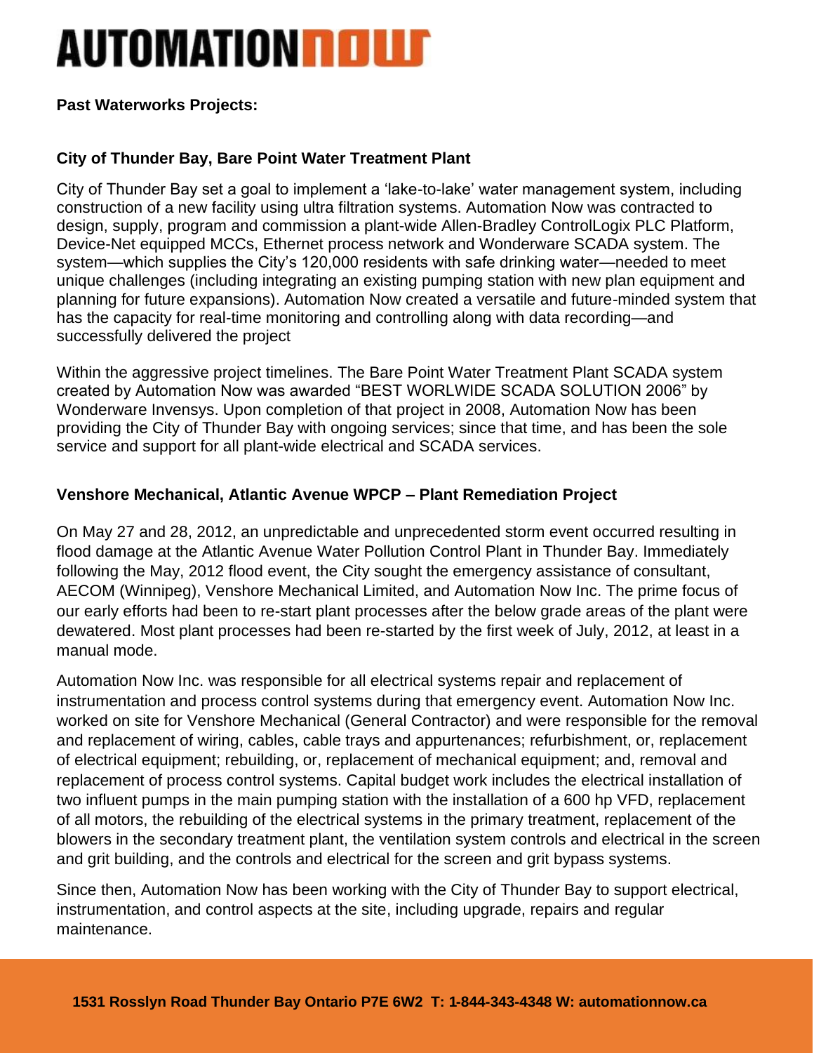# AUTOMATIONNOW

**Past Waterworks Projects:**

**City of Thunder Bay, Bare Point Water Treatment Plant**

City of Thunder Bay set a goal to implement a 'lake-to-lake' water management system, including construction of a new facility using ultra filtration systems. Automation Now was contracted to design, supply, program and commission a plant-wide Allen-Bradley ControlLogix PLC Platform, Device-Net equipped MCCs, Ethernet process network and Wonderware SCADA system. The system—which supplies the City's 120,000 residents with safe drinking water—needed to meet unique challenges (including integrating an existing pumping station with new plan equipment and planning for future expansions). Automation Now created a versatile and future-minded system that has the capacity for real-time monitoring and controlling along with data recording—and successfully delivered the project

Within the aggressive project timelines. The Bare Point Water Treatment Plant SCADA system created by Automation Now was awarded "BEST WORLWIDE SCADA SOLUTION 2006" by Wonderware Invensys. Upon completion of that project in 2008, Automation Now has been providing the City of Thunder Bay with ongoing services; since that time, and has been the sole service and support for all plant-wide electrical and SCADA services.

**Venshore Mechanical, Atlantic Avenue WPCP – Plant Remediation Project**

On May 27 and 28, 2012, an unpredictable and unprecedented storm event occurred resulting in flood damage at the Atlantic Avenue Water Pollution Control Plant in Thunder Bay. Immediately following the May, 2012 flood event, the City sought the emergency assistance of consultant, AECOM (Winnipeg), Venshore Mechanical Limited, and Automation Now Inc. The prime focus of our early efforts had been to re-start plant processes after the below grade areas of the plant were dewatered. Most plant processes had been re-started by the first week of July, 2012, at least in a manual mode.

Automation Now Inc. was responsible for all electrical systems repair and replacement of instrumentation and process control systems during that emergency event. Automation Now Inc. worked on site for Venshore Mechanical (General Contractor) and were responsible for the removal and replacement of wiring, cables, cable trays and appurtenances; refurbishment, or, replacement of electrical equipment; rebuilding, or, replacement of mechanical equipment; and, removal and replacement of process control systems. Capital budget work includes the electrical installation of two influent pumps in the main pumping station with the installation of a 600 hp VFD, replacement of all motors, the rebuilding of the electrical systems in the primary treatment, replacement of the blowers in the secondary treatment plant, the ventilation system controls and electrical in the screen and grit building, and the controls and electrical for the screen and grit bypass systems.

Since then, Automation Now has been working with the City of Thunder Bay to support electrical, instrumentation, and control aspects at the site, including upgrade, repairs and regular maintenance.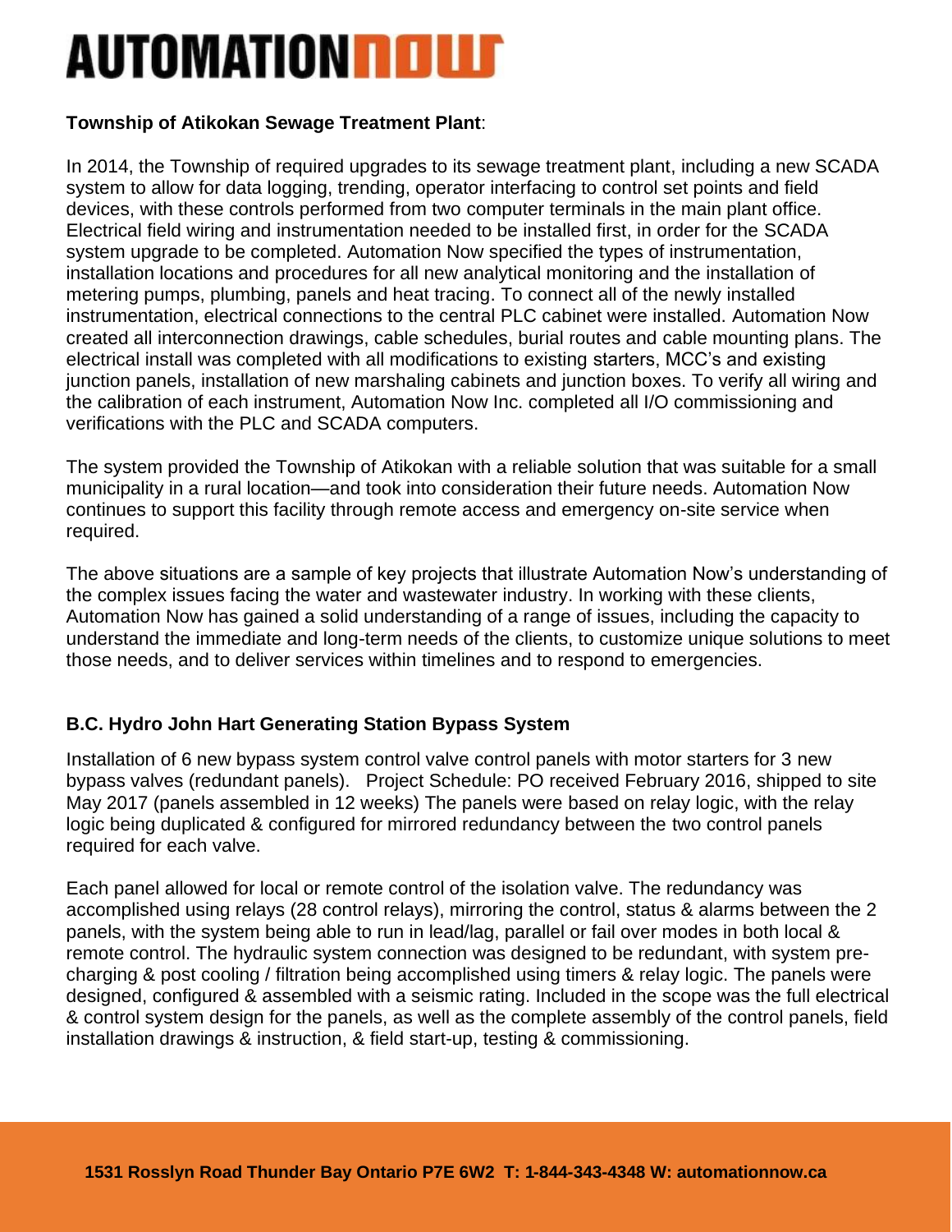**Township of Atikokan Sewage Treatment Plant**:

In 2014, the Township of required upgrades to its sewage treatment plant, including a new SCADA system to allow for data logging, trending, operator interfacing to control set points and field devices, with these controls performed from two computer terminals in the main plant office. Electrical field wiring and instrumentation needed to be installed first, in order for the SCADA system upgrade to be completed. Automation Now specified the types of instrumentation, installation locations and procedures for all new analytical monitoring and the installation of metering pumps, plumbing, panels and heat tracing. To connect all of the newly installed instrumentation, electrical connections to the central PLC cabinet were installed. Automation Now created all interconnection drawings, cable schedules, burial routes and cable mounting plans. The electrical install was completed with all modifications to existing starters, MCC's and existing junction panels, installation of new marshaling cabinets and junction boxes. To verify all wiring and the calibration of each instrument, Automation Now Inc. completed all I/O commissioning and verifications with the PLC and SCADA computers.

The system provided the Township of Atikokan with a reliable solution that was suitable for a small municipality in a rural location—and took into consideration their future needs. Automation Now continues to support this facility through remote access and emergency on-site service when required.

The above situations are a sample of key projects that illustrate Automation Now's understanding of the complex issues facing the water and wastewater industry. In working with these clients, Automation Now has gained a solid understanding of a range of issues, including the capacity to understand the immediate and long-term needs of the clients, to customize unique solutions to meet those needs, and to deliver services within timelines and to respond to emergencies.

**B.C. Hydro John Hart Generating Station Bypass System**

Installation of 6 new bypass system control valve control panels with motor starters for 3 new bypass valves (redundant panels). Project Schedule: PO received February 2016, shipped to site May 2017 (panels assembled in 12 weeks) The panels were based on relay logic, with the relay logic being duplicated & configured for mirrored redundancy between the two control panels required for each valve.

Each panel allowed for local or remote control of the isolation valve. The redundancy was accomplished using relays (28 control relays), mirroring the control, status & alarms between the 2 panels, with the system being able to run in lead/lag, parallel or fail over modes in both local & remote control. The hydraulic system connection was designed to be redundant, with system pre-charging & post cooling / filtration being accomplished using timers & relay logic. The panels were designed, configured & assembled with a seismic rating. Included in the scope was the full electrical & control system design for the panels, as well as the complete assembly of the control panels, field installation drawings & instruction, & field start-up, testing & commissioning.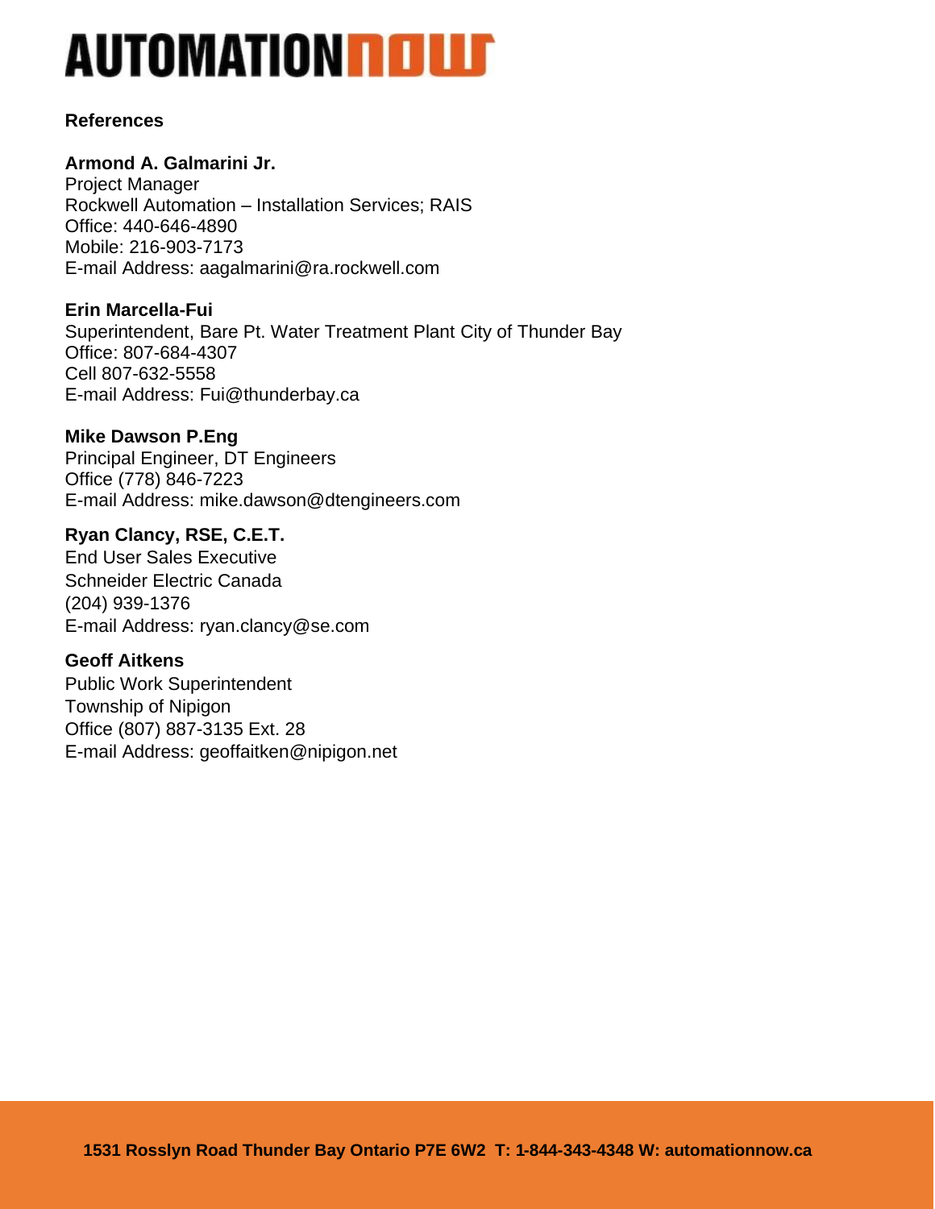**References**

**Armond A. Galmarini Jr.**
Project Manager
Rockwell Automation – Installation Services; RAIS
Office: 440-646-4890
Mobile: 216-903-7173
E-mail Address: aagalmarini@ra.rockwell.com

**Erin Marcella-Fui**
Superintendent, Bare Pt. Water Treatment Plant City of Thunder Bay
Office: 807-684-4307
Cell 807-632-5558
E-mail Address: Fui@thunderbay.ca

**Mike Dawson P.Eng**
Principal Engineer, DT Engineers
Office (778) 846-7223
E-mail Address: mike.dawson@dtengineers.com

**Ryan Clancy, RSE, C.E.T.**
End User Sales Executive
Schneider Electric Canada
(204) 939-1376
E-mail Address: ryan.clancy@se.com

**Geoff Aitkens**
Public Work Superintendent
Township of Nipigon
Office (807) 887-3135 Ext. 28
E-mail Address: geoffaitken@nipigon.net